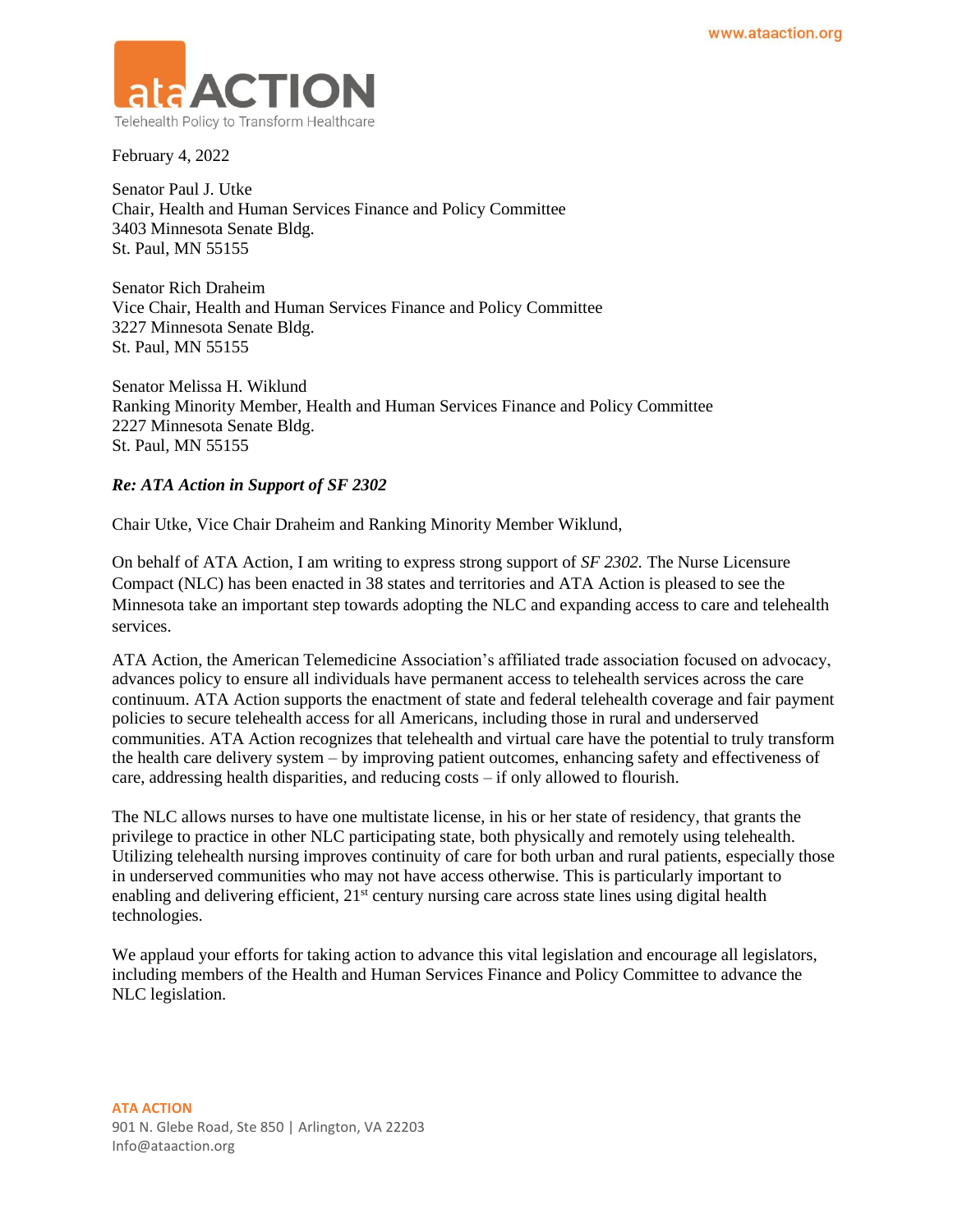ata ACTION

Telehealth Policy to Transform Healthcare

www.ataaction.org

February 4, 2022

Senator Paul J. Utke
Chair, Health and Human Services Finance and Policy Committee
3403 Minnesota Senate Bldg.
St. Paul, MN 55155

Senator Rich Draheim
Vice Chair, Health and Human Services Finance and Policy Committee
3227 Minnesota Senate Bldg.
St. Paul, MN 55155

Senator Melissa H. Wiklund
Ranking Minority Member, Health and Human Services Finance and Policy Committee
2227 Minnesota Senate Bldg.
St. Paul, MN 55155

***Re: ATA Action in Support of SF 2302***

Chair Utke, Vice Chair Draheim and Ranking Minority Member Wiklund,

On behalf of ATA Action, I am writing to express strong support of *SF 2302.* The Nurse Licensure Compact (NLC) has been enacted in 38 states and territories and ATA Action is pleased to see the Minnesota take an important step towards adopting the NLC and expanding access to care and telehealth services.

ATA Action, the American Telemedicine Association's affiliated trade association focused on advocacy, advances policy to ensure all individuals have permanent access to telehealth services across the care continuum. ATA Action supports the enactment of state and federal telehealth coverage and fair payment policies to secure telehealth access for all Americans, including those in rural and underserved communities. ATA Action recognizes that telehealth and virtual care have the potential to truly transform the health care delivery system – by improving patient outcomes, enhancing safety and effectiveness of care, addressing health disparities, and reducing costs – if only allowed to flourish.

The NLC allows nurses to have one multistate license, in his or her state of residency, that grants the privilege to practice in other NLC participating state, both physically and remotely using telehealth. Utilizing telehealth nursing improves continuity of care for both urban and rural patients, especially those in underserved communities who may not have access otherwise. This is particularly important to enabling and delivering efficient, 21st century nursing care across state lines using digital health technologies.

We applaud your efforts for taking action to advance this vital legislation and encourage all legislators, including members of the Health and Human Services Finance and Policy Committee to advance the NLC legislation.

**ATA ACTION**
901 N. Glebe Road, Ste 850 | Arlington, VA 22203
Info@ataaction.org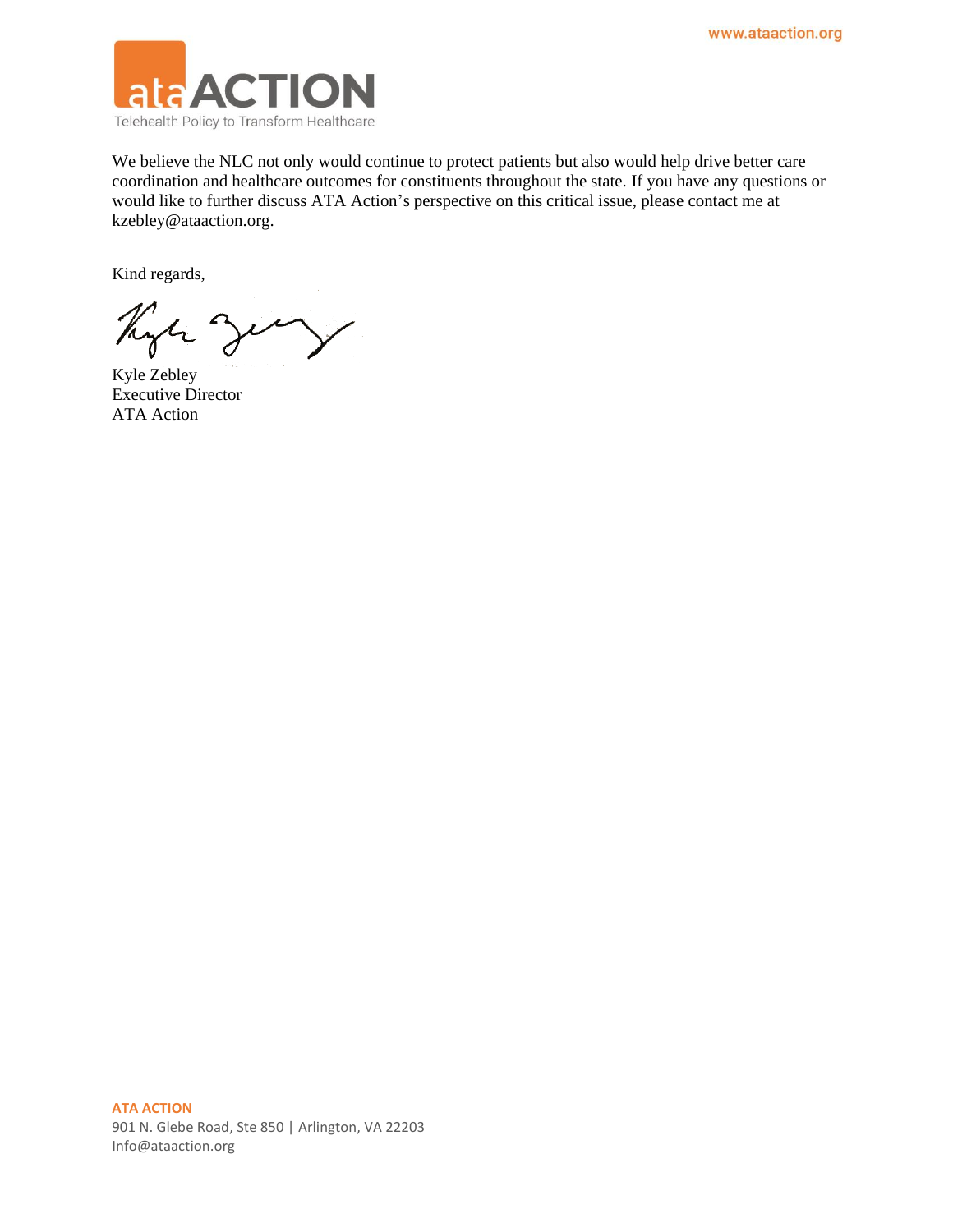We believe the NLC not only would continue to protect patients but also would help drive better care coordination and healthcare outcomes for constituents throughout the state. If you have any questions or would like to further discuss ATA Action's perspective on this critical issue, please contact me at kzebley@ataaction.org.

Kind regards,

Kyle Zebley
Executive Director
ATA Action

**ATA ACTION**
901 N. Glebe Road, Ste 850 | Arlington, VA 22203
Info@ataaction.org